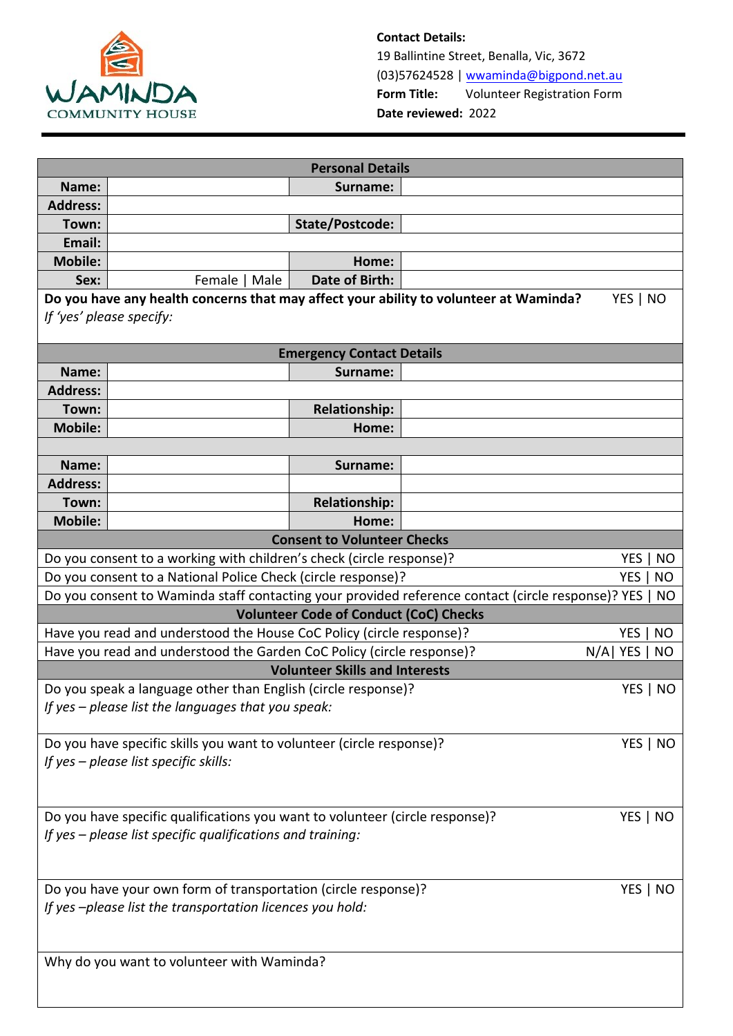WAMINDA COMMUNITY HOUSE

**Contact Details:**
19 Ballintine Street, Benalla, Vic, 3672
(03)57624528 | wwaminda@bigpond.net.au
**Form Title:** Volunteer Registration Form
**Date reviewed:** 2022

| | | | |
|---|---|---|---|
| **Personal Details** | | | |
| **Name:** | | **Surname:** | |
| **Address:** | | | |
| **Town:** | | **State/Postcode:** | |
| **Email:** | | | |
| **Mobile:** | | **Home:** | |
| **Sex:** | Female \| Male | **Date of Birth:** | |
| **Do you have any health concerns that may affect your ability to volunteer at Waminda?** YES \| NO *If 'yes' please specify:* | | | |
| **Emergency Contact Details** | | | |
| **Name:** | | **Surname:** | |
| **Address:** | | | |
| **Town:** | | **Relationship:** | |
| **Mobile:** | | **Home:** | |
| | | | |
| **Name:** | | **Surname:** | |
| **Address:** | | | |
| **Town:** | | **Relationship:** | |
| **Mobile:** | | **Home:** | |

| | |
|---|---|
| **Consent to Volunteer Checks** | |
| Do you consent to a working with children's check (circle response)? | YES \| NO |
| Do you consent to a National Police Check (circle response)? | YES \| NO |
| Do you consent to Waminda staff contacting your provided reference contact (circle response)? | YES \| NO |
| **Volunteer Code of Conduct (CoC) Checks** | |
| Have you read and understood the House CoC Policy (circle response)? | YES \| NO |
| Have you read and understood the Garden CoC Policy (circle response)? | N/A\| YES \| NO |
| **Volunteer Skills and Interests** | |
| Do you speak a language other than English (circle response)? *If yes – please list the languages that you speak:* | YES \| NO |
| Do you have specific skills you want to volunteer (circle response)? *If yes – please list specific skills:* | YES \| NO |
| Do you have specific qualifications you want to volunteer (circle response)? *If yes – please list specific qualifications and training:* | YES \| NO |
| Do you have your own form of transportation (circle response)? *If yes –please list the transportation licences you hold:* | YES \| NO |
| Why do you want to volunteer with Waminda? | |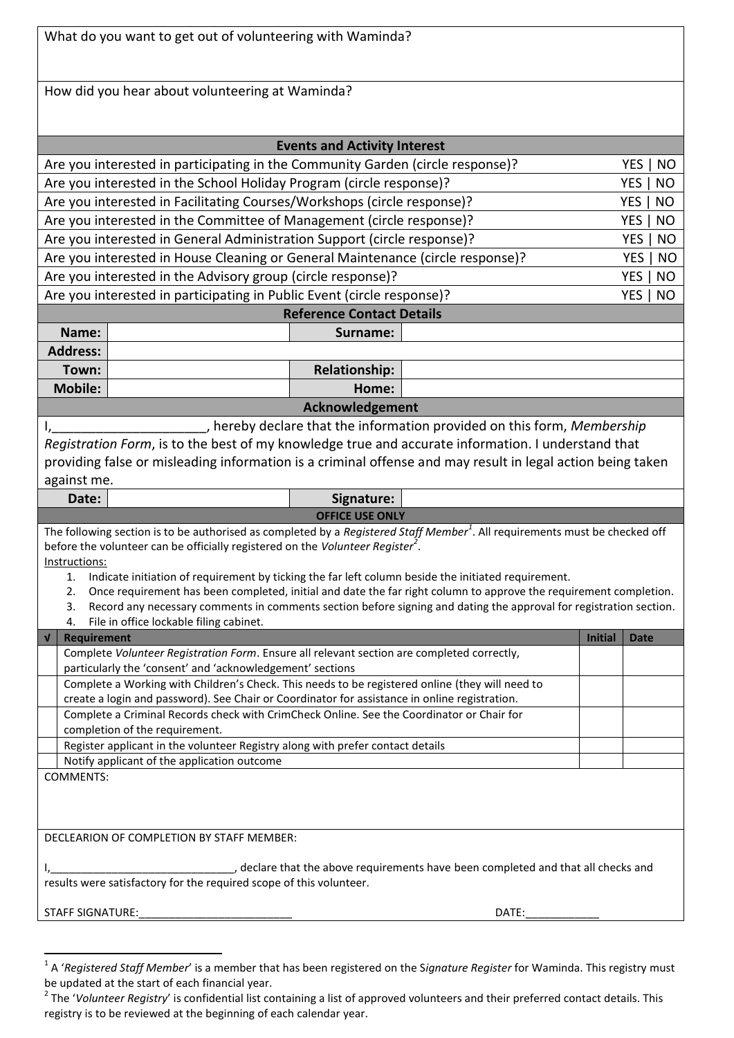What do you want to get out of volunteering with Waminda?

How did you hear about volunteering at Waminda?

## Events and Activity Interest

| | |
|---|---|
| Are you interested in participating in the Community Garden (circle response)? | YES \| NO |
| Are you interested in the School Holiday Program (circle response)? | YES \| NO |
| Are you interested in Facilitating Courses/Workshops (circle response)? | YES \| NO |
| Are you interested in the Committee of Management (circle response)? | YES \| NO |
| Are you interested in General Administration Support (circle response)? | YES \| NO |
| Are you interested in House Cleaning or General Maintenance (circle response)? | YES \| NO |
| Are you interested in the Advisory group (circle response)? | YES \| NO |
| Are you interested in participating in Public Event (circle response)? | YES \| NO |

## Reference Contact Details

| | | | |
|---|---|---|---|
| **Name:** | | **Surname:** | |
| **Address:** | | | |
| **Town:** | | **Relationship:** | |
| **Mobile:** | | **Home:** | |

## Acknowledgement

I,_____________________, hereby declare that the information provided on this form, *Membership Registration Form*, is to the best of my knowledge true and accurate information. I understand that providing false or misleading information is a criminal offense and may result in legal action being taken against me.

| | | | |
|---|---|---|---|
| **Date:** | | **Signature:** | |

### OFFICE USE ONLY

The following section is to be authorised as completed by a *Registered Staff Member*[1]. All requirements must be checked off before the volunteer can be officially registered on the *Volunteer Register*[2].

Instructions:

1. Indicate initiation of requirement by ticking the far left column beside the initiated requirement.
2. Once requirement has been completed, initial and date the far right column to approve the requirement completion.
3. Record any necessary comments in comments section before signing and dating the approval for registration section.
4. File in office lockable filing cabinet.

| √ | Requirement | Initial | Date |
|---|---|---|---|
| | Complete *Volunteer Registration Form*. Ensure all relevant section are completed correctly, particularly the 'consent' and 'acknowledgement' sections | | |
| | Complete a Working with Children's Check. This needs to be registered online (they will need to create a login and password). See Chair or Coordinator for assistance in online registration. | | |
| | Complete a Criminal Records check with CrimCheck Online. See the Coordinator or Chair for completion of the requirement. | | |
| | Register applicant in the volunteer Registry along with prefer contact details | | |
| | Notify applicant of the application outcome | | |

COMMENTS:

DECLEARION OF COMPLETION BY STAFF MEMBER:

I,______________________________, declare that the above requirements have been completed and that all checks and results were satisfactory for the required scope of this volunteer.

STAFF SIGNATURE:________________________ DATE:____________

[1] A '*Registered Staff Member*' is a member that has been registered on the S*ignature Register* for Waminda. This registry must be updated at the start of each financial year.

[2] The '*Volunteer Registry*' is confidential list containing a list of approved volunteers and their preferred contact details. This registry is to be reviewed at the beginning of each calendar year.